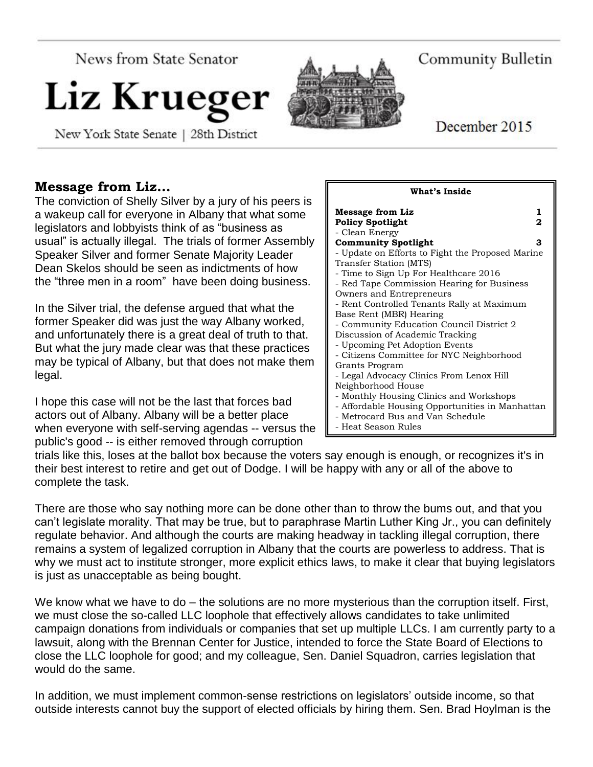News from State Senator

# Liz Krueger

New York State Senate | 28th District

Community Bulletin

December 2015

## Message from Liz...

The conviction of Shelly Silver by a jury of his peers is a wakeup call for everyone in Albany that what some legislators and lobbyists think of as "business as usual" is actually illegal. The trials of former Assembly Speaker Silver and former Senate Majority Leader Dean Skelos should be seen as indictments of how the "three men in a room" have been doing business.

In the Silver trial, the defense argued that what the former Speaker did was just the way Albany worked, and unfortunately there is a great deal of truth to that. But what the jury made clear was that these practices may be typical of Albany, but that does not make them legal.

I hope this case will not be the last that forces bad actors out of Albany. Albany will be a better place when everyone with self-serving agendas -- versus the public's good -- is either removed through corruption trials like this, loses at the ballot box because the voters say enough is enough, or recognizes it's in their best interest to retire and get out of Dodge. I will be happy with any or all of the above to complete the task.

There are those who say nothing more can be done other than to throw the bums out, and that you can't legislate morality. That may be true, but to paraphrase Martin Luther King Jr., you can definitely regulate behavior. And although the courts are making headway in tackling illegal corruption, there remains a system of legalized corruption in Albany that the courts are powerless to address. That is why we must act to institute stronger, more explicit ethics laws, to make it clear that buying legislators is just as unacceptable as being bought.

We know what we have to do – the solutions are no more mysterious than the corruption itself. First, we must close the so-called LLC loophole that effectively allows candidates to take unlimited campaign donations from individuals or companies that set up multiple LLCs. I am currently party to a lawsuit, along with the Brennan Center for Justice, intended to force the State Board of Elections to close the LLC loophole for good; and my colleague, Sen. Daniel Squadron, carries legislation that would do the same.

In addition, we must implement common-sense restrictions on legislators' outside income, so that outside interests cannot buy the support of elected officials by hiring them. Sen. Brad Hoylman is the

---

**What's Inside**

| | |
|---|---|
| **Message from Liz** | **1** |
| **Policy Spotlight** | **2** |
| - Clean Energy | |
| **Community Spotlight** | **3** |
| - Update on Efforts to Fight the Proposed Marine Transfer Station (MTS) | |
| - Time to Sign Up For Healthcare 2016 | |
| - Red Tape Commission Hearing for Business Owners and Entrepreneurs | |
| - Rent Controlled Tenants Rally at Maximum Base Rent (MBR) Hearing | |
| - Community Education Council District 2 Discussion of Academic Tracking | |
| - Upcoming Pet Adoption Events | |
| - Citizens Committee for NYC Neighborhood Grants Program | |
| - Legal Advocacy Clinics From Lenox Hill Neighborhood House | |
| - Monthly Housing Clinics and Workshops | |
| - Affordable Housing Opportunities in Manhattan | |
| - Metrocard Bus and Van Schedule | |
| - Heat Season Rules | |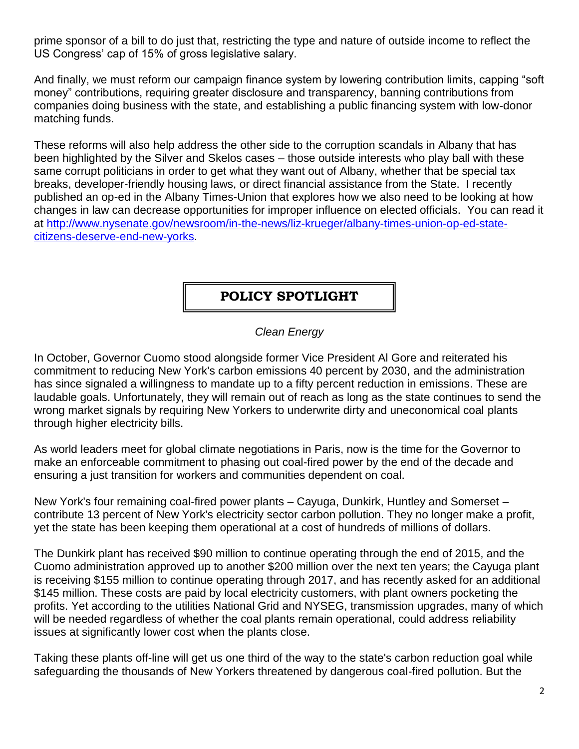prime sponsor of a bill to do just that, restricting the type and nature of outside income to reflect the US Congress' cap of 15% of gross legislative salary.

And finally, we must reform our campaign finance system by lowering contribution limits, capping "soft money" contributions, requiring greater disclosure and transparency, banning contributions from companies doing business with the state, and establishing a public financing system with low-donor matching funds.

These reforms will also help address the other side to the corruption scandals in Albany that has been highlighted by the Silver and Skelos cases – those outside interests who play ball with these same corrupt politicians in order to get what they want out of Albany, whether that be special tax breaks, developer-friendly housing laws, or direct financial assistance from the State. I recently published an op-ed in the Albany Times-Union that explores how we also need to be looking at how changes in law can decrease opportunities for improper influence on elected officials. You can read it at [http://www.nysenate.gov/newsroom/in-the-news/liz-krueger/albany-times-union-op-ed-state-citizens-deserve-end-new-yorks](http://www.nysenate.gov/newsroom/in-the-news/liz-krueger/albany-times-union-op-ed-state-citizens-deserve-end-new-yorks).

## POLICY SPOTLIGHT

*Clean Energy*

In October, Governor Cuomo stood alongside former Vice President Al Gore and reiterated his commitment to reducing New York's carbon emissions 40 percent by 2030, and the administration has since signaled a willingness to mandate up to a fifty percent reduction in emissions. These are laudable goals. Unfortunately, they will remain out of reach as long as the state continues to send the wrong market signals by requiring New Yorkers to underwrite dirty and uneconomical coal plants through higher electricity bills.

As world leaders meet for global climate negotiations in Paris, now is the time for the Governor to make an enforceable commitment to phasing out coal-fired power by the end of the decade and ensuring a just transition for workers and communities dependent on coal.

New York's four remaining coal-fired power plants – Cayuga, Dunkirk, Huntley and Somerset – contribute 13 percent of New York's electricity sector carbon pollution. They no longer make a profit, yet the state has been keeping them operational at a cost of hundreds of millions of dollars.

The Dunkirk plant has received $90 million to continue operating through the end of 2015, and the Cuomo administration approved up to another $200 million over the next ten years; the Cayuga plant is receiving $155 million to continue operating through 2017, and has recently asked for an additional $145 million. These costs are paid by local electricity customers, with plant owners pocketing the profits. Yet according to the utilities National Grid and NYSEG, transmission upgrades, many of which will be needed regardless of whether the coal plants remain operational, could address reliability issues at significantly lower cost when the plants close.

Taking these plants off-line will get us one third of the way to the state's carbon reduction goal while safeguarding the thousands of New Yorkers threatened by dangerous coal-fired pollution. But the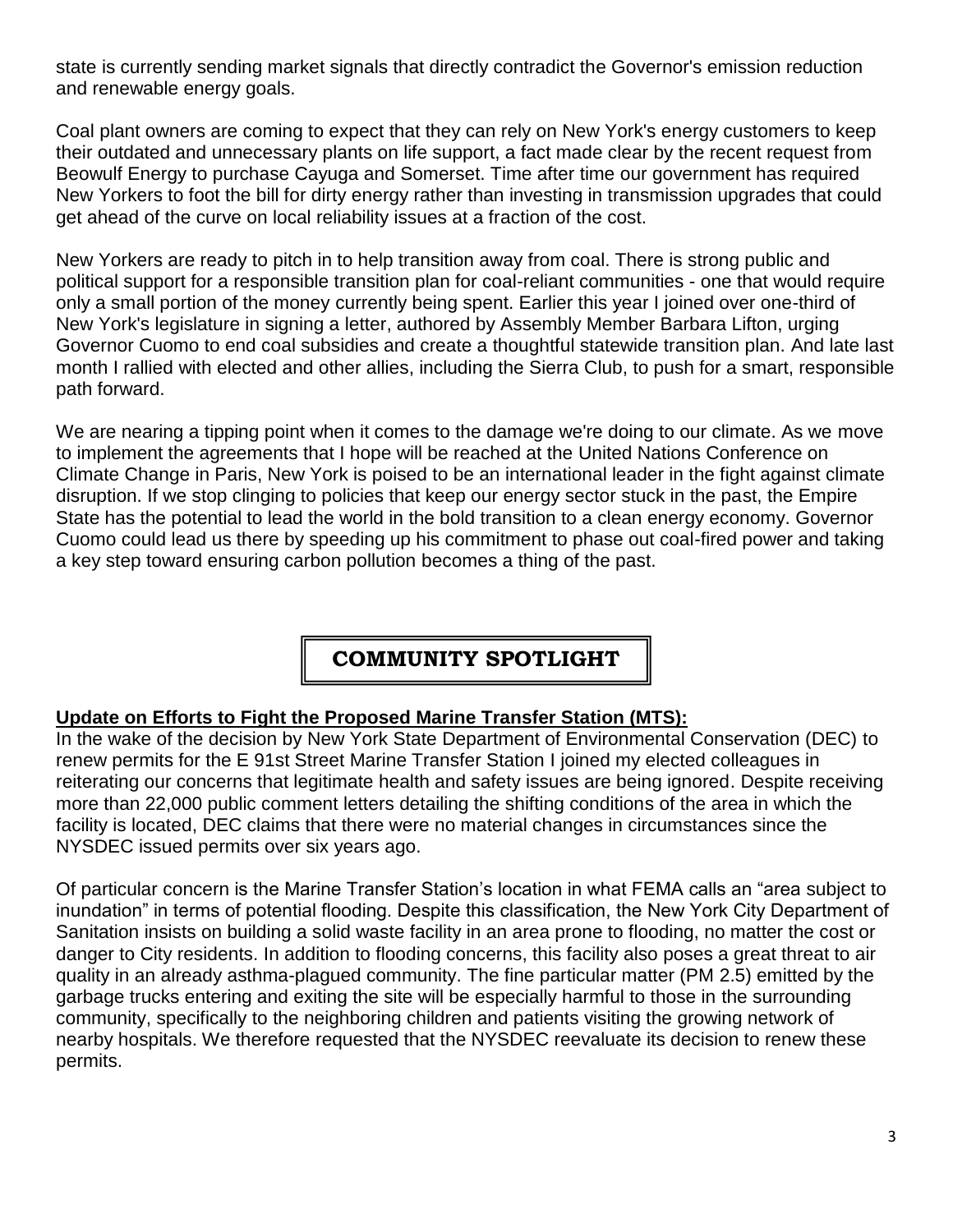state is currently sending market signals that directly contradict the Governor's emission reduction and renewable energy goals.

Coal plant owners are coming to expect that they can rely on New York's energy customers to keep their outdated and unnecessary plants on life support, a fact made clear by the recent request from Beowulf Energy to purchase Cayuga and Somerset. Time after time our government has required New Yorkers to foot the bill for dirty energy rather than investing in transmission upgrades that could get ahead of the curve on local reliability issues at a fraction of the cost.

New Yorkers are ready to pitch in to help transition away from coal. There is strong public and political support for a responsible transition plan for coal-reliant communities - one that would require only a small portion of the money currently being spent. Earlier this year I joined over one-third of New York's legislature in signing a letter, authored by Assembly Member Barbara Lifton, urging Governor Cuomo to end coal subsidies and create a thoughtful statewide transition plan. And late last month I rallied with elected and other allies, including the Sierra Club, to push for a smart, responsible path forward.

We are nearing a tipping point when it comes to the damage we're doing to our climate. As we move to implement the agreements that I hope will be reached at the United Nations Conference on Climate Change in Paris, New York is poised to be an international leader in the fight against climate disruption. If we stop clinging to policies that keep our energy sector stuck in the past, the Empire State has the potential to lead the world in the bold transition to a clean energy economy. Governor Cuomo could lead us there by speeding up his commitment to phase out coal-fired power and taking a key step toward ensuring carbon pollution becomes a thing of the past.

## COMMUNITY SPOTLIGHT

**Update on Efforts to Fight the Proposed Marine Transfer Station (MTS):**

In the wake of the decision by New York State Department of Environmental Conservation (DEC) to renew permits for the E 91st Street Marine Transfer Station I joined my elected colleagues in reiterating our concerns that legitimate health and safety issues are being ignored. Despite receiving more than 22,000 public comment letters detailing the shifting conditions of the area in which the facility is located, DEC claims that there were no material changes in circumstances since the NYSDEC issued permits over six years ago.

Of particular concern is the Marine Transfer Station's location in what FEMA calls an "area subject to inundation" in terms of potential flooding. Despite this classification, the New York City Department of Sanitation insists on building a solid waste facility in an area prone to flooding, no matter the cost or danger to City residents. In addition to flooding concerns, this facility also poses a great threat to air quality in an already asthma-plagued community. The fine particular matter (PM 2.5) emitted by the garbage trucks entering and exiting the site will be especially harmful to those in the surrounding community, specifically to the neighboring children and patients visiting the growing network of nearby hospitals. We therefore requested that the NYSDEC reevaluate its decision to renew these permits.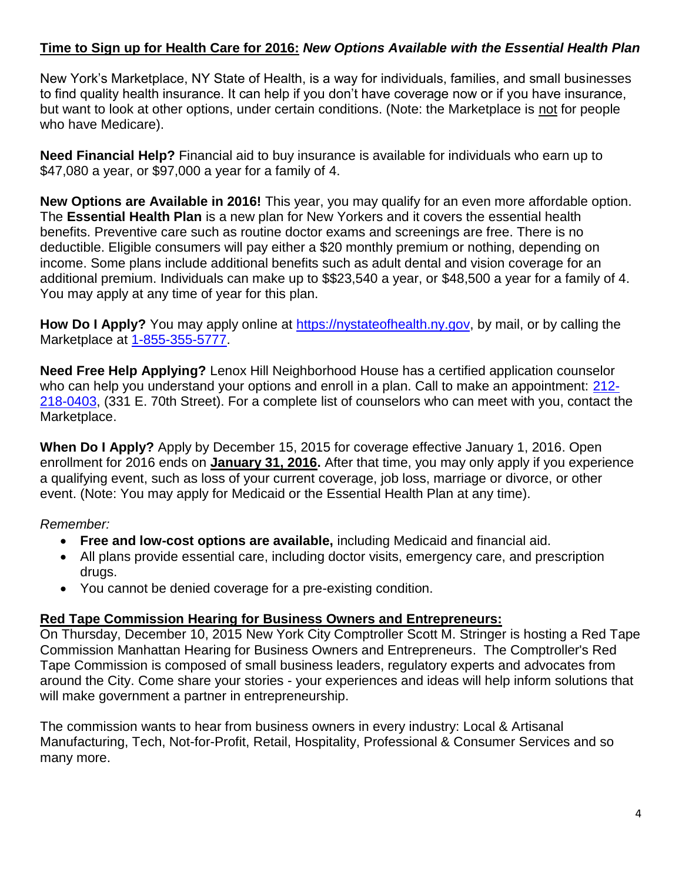## <u>Time to Sign up for Health Care for 2016:</u> *New Options Available with the Essential Health Plan*

New York's Marketplace, NY State of Health, is a way for individuals, families, and small businesses to find quality health insurance. It can help if you don't have coverage now or if you have insurance, but want to look at other options, under certain conditions. (Note: the Marketplace is <u>not</u> for people who have Medicare).

**Need Financial Help?** Financial aid to buy insurance is available for individuals who earn up to $47,080 a year, or $97,000 a year for a family of 4.

**New Options are Available in 2016!** This year, you may qualify for an even more affordable option. The **Essential Health Plan** is a new plan for New Yorkers and it covers the essential health benefits. Preventive care such as routine doctor exams and screenings are free. There is no deductible. Eligible consumers will pay either a $20 monthly premium or nothing, depending on income. Some plans include additional benefits such as adult dental and vision coverage for an additional premium. Individuals can make up to $$23,540 a year, or $48,500 a year for a family of 4. You may apply at any time of year for this plan.

**How Do I Apply?** You may apply online at [https://nystateofhealth.ny.gov](https://nystateofhealth.ny.gov), by mail, or by calling the Marketplace at 1-855-355-5777.

**Need Free Help Applying?** Lenox Hill Neighborhood House has a certified application counselor who can help you understand your options and enroll in a plan. Call to make an appointment: 212-218-0403, (331 E. 70th Street). For a complete list of counselors who can meet with you, contact the Marketplace.

**When Do I Apply?** Apply by December 15, 2015 for coverage effective January 1, 2016. Open enrollment for 2016 ends on **<u>January 31, 2016</u>.** After that time, you may only apply if you experience a qualifying event, such as loss of your current coverage, job loss, marriage or divorce, or other event. (Note: You may apply for Medicaid or the Essential Health Plan at any time).

*Remember:*

- **Free and low-cost options are available,** including Medicaid and financial aid.
- All plans provide essential care, including doctor visits, emergency care, and prescription drugs.
- You cannot be denied coverage for a pre-existing condition.

## <u>Red Tape Commission Hearing for Business Owners and Entrepreneurs:</u>

On Thursday, December 10, 2015 New York City Comptroller Scott M. Stringer is hosting a Red Tape Commission Manhattan Hearing for Business Owners and Entrepreneurs. The Comptroller's Red Tape Commission is composed of small business leaders, regulatory experts and advocates from around the City. Come share your stories - your experiences and ideas will help inform solutions that will make government a partner in entrepreneurship.

The commission wants to hear from business owners in every industry: Local & Artisanal Manufacturing, Tech, Not-for-Profit, Retail, Hospitality, Professional & Consumer Services and so many more.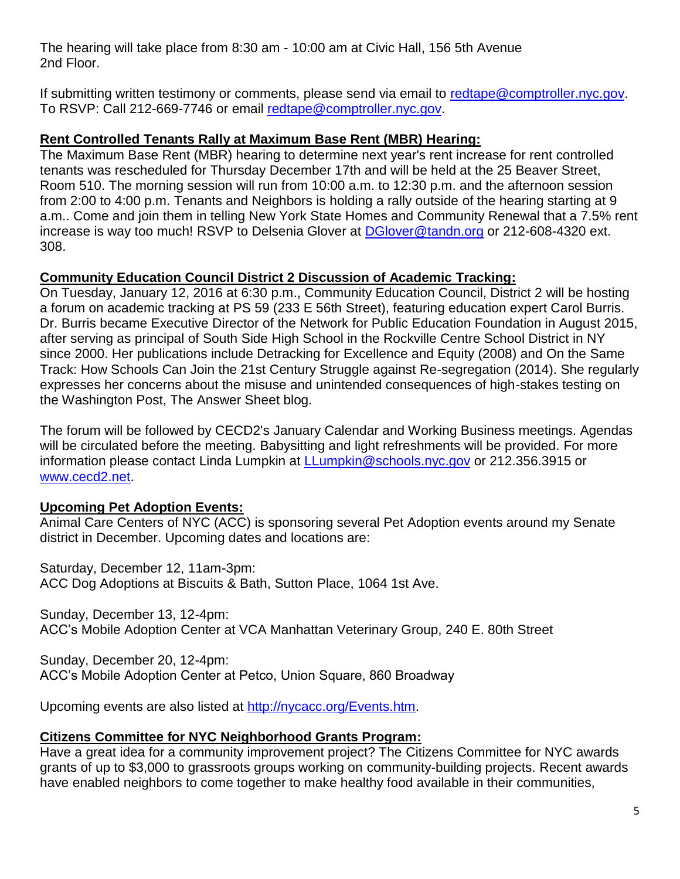The hearing will take place from 8:30 am - 10:00 am at Civic Hall, 156 5th Avenue 2nd Floor.

If submitting written testimony or comments, please send via email to [redtape@comptroller.nyc.gov](mailto:redtape@comptroller.nyc.gov). To RSVP: Call 212-669-7746 or email [redtape@comptroller.nyc.gov](mailto:redtape@comptroller.nyc.gov).

**Rent Controlled Tenants Rally at Maximum Base Rent (MBR) Hearing:**

The Maximum Base Rent (MBR) hearing to determine next year's rent increase for rent controlled tenants was rescheduled for Thursday December 17th and will be held at the 25 Beaver Street, Room 510. The morning session will run from 10:00 a.m. to 12:30 p.m. and the afternoon session from 2:00 to 4:00 p.m. Tenants and Neighbors is holding a rally outside of the hearing starting at 9 a.m.. Come and join them in telling New York State Homes and Community Renewal that a 7.5% rent increase is way too much! RSVP to Delsenia Glover at [DGlover@tandn.org](mailto:DGlover@tandn.org) or 212-608-4320 ext. 308.

**Community Education Council District 2 Discussion of Academic Tracking:**

On Tuesday, January 12, 2016 at 6:30 p.m., Community Education Council, District 2 will be hosting a forum on academic tracking at PS 59 (233 E 56th Street), featuring education expert Carol Burris. Dr. Burris became Executive Director of the Network for Public Education Foundation in August 2015, after serving as principal of South Side High School in the Rockville Centre School District in NY since 2000. Her publications include Detracking for Excellence and Equity (2008) and On the Same Track: How Schools Can Join the 21st Century Struggle against Re-segregation (2014). She regularly expresses her concerns about the misuse and unintended consequences of high-stakes testing on the Washington Post, The Answer Sheet blog.

The forum will be followed by CECD2's January Calendar and Working Business meetings. Agendas will be circulated before the meeting. Babysitting and light refreshments will be provided. For more information please contact Linda Lumpkin at [LLumpkin@schools.nyc.gov](mailto:LLumpkin@schools.nyc.gov) or 212.356.3915 or [www.cecd2.net](http://www.cecd2.net).

**Upcoming Pet Adoption Events:**

Animal Care Centers of NYC (ACC) is sponsoring several Pet Adoption events around my Senate district in December. Upcoming dates and locations are:

Saturday, December 12, 11am-3pm:
ACC Dog Adoptions at Biscuits & Bath, Sutton Place, 1064 1st Ave.

Sunday, December 13, 12-4pm:
ACC's Mobile Adoption Center at VCA Manhattan Veterinary Group, 240 E. 80th Street

Sunday, December 20, 12-4pm:
ACC's Mobile Adoption Center at Petco, Union Square, 860 Broadway

Upcoming events are also listed at [http://nycacc.org/Events.htm](http://nycacc.org/Events.htm).

**Citizens Committee for NYC Neighborhood Grants Program:**

Have a great idea for a community improvement project? The Citizens Committee for NYC awards grants of up to $3,000 to grassroots groups working on community-building projects. Recent awards have enabled neighbors to come together to make healthy food available in their communities,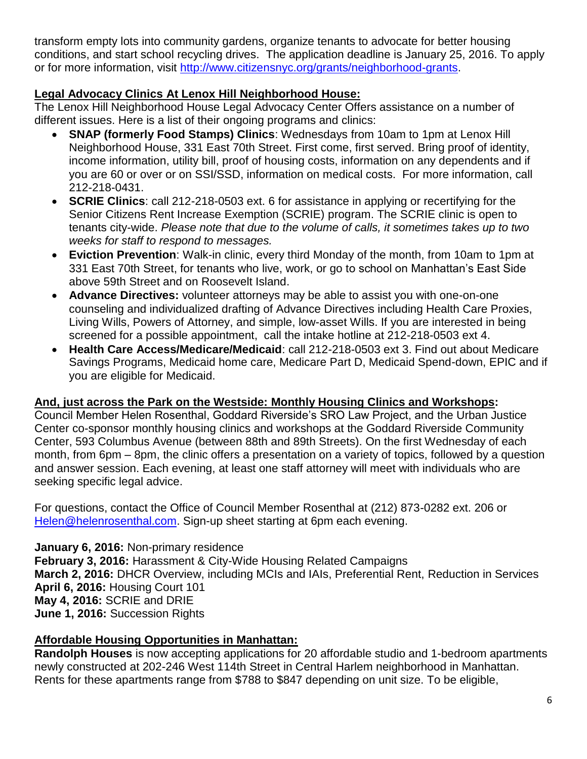transform empty lots into community gardens, organize tenants to advocate for better housing conditions, and start school recycling drives. The application deadline is January 25, 2016. To apply or for more information, visit [http://www.citizensnyc.org/grants/neighborhood-grants](http://www.citizensnyc.org/grants/neighborhood-grants).

**Legal Advocacy Clinics At Lenox Hill Neighborhood House:**

The Lenox Hill Neighborhood House Legal Advocacy Center Offers assistance on a number of different issues. Here is a list of their ongoing programs and clinics:

- **SNAP (formerly Food Stamps) Clinics**: Wednesdays from 10am to 1pm at Lenox Hill Neighborhood House, 331 East 70th Street. First come, first served. Bring proof of identity, income information, utility bill, proof of housing costs, information on any dependents and if you are 60 or over or on SSI/SSD, information on medical costs. For more information, call 212-218-0431.
- **SCRIE Clinics**: call 212-218-0503 ext. 6 for assistance in applying or recertifying for the Senior Citizens Rent Increase Exemption (SCRIE) program. The SCRIE clinic is open to tenants city-wide. *Please note that due to the volume of calls, it sometimes takes up to two weeks for staff to respond to messages.*
- **Eviction Prevention**: Walk-in clinic, every third Monday of the month, from 10am to 1pm at 331 East 70th Street, for tenants who live, work, or go to school on Manhattan's East Side above 59th Street and on Roosevelt Island.
- **Advance Directives:** volunteer attorneys may be able to assist you with one-on-one counseling and individualized drafting of Advance Directives including Health Care Proxies, Living Wills, Powers of Attorney, and simple, low-asset Wills. If you are interested in being screened for a possible appointment, call the intake hotline at 212-218-0503 ext 4.
- **Health Care Access/Medicare/Medicaid**: call 212-218-0503 ext 3. Find out about Medicare Savings Programs, Medicaid home care, Medicare Part D, Medicaid Spend-down, EPIC and if you are eligible for Medicaid.

**And, just across the Park on the Westside: Monthly Housing Clinics and Workshops:**

Council Member Helen Rosenthal, Goddard Riverside's SRO Law Project, and the Urban Justice Center co-sponsor monthly housing clinics and workshops at the Goddard Riverside Community Center, 593 Columbus Avenue (between 88th and 89th Streets). On the first Wednesday of each month, from 6pm – 8pm, the clinic offers a presentation on a variety of topics, followed by a question and answer session. Each evening, at least one staff attorney will meet with individuals who are seeking specific legal advice.

For questions, contact the Office of Council Member Rosenthal at (212) 873-0282 ext. 206 or [Helen@helenrosenthal.com](mailto:Helen@helenrosenthal.com). Sign-up sheet starting at 6pm each evening.

**January 6, 2016:** Non-primary residence
**February 3, 2016:** Harassment & City-Wide Housing Related Campaigns
**March 2, 2016:** DHCR Overview, including MCIs and IAIs, Preferential Rent, Reduction in Services
**April 6, 2016:** Housing Court 101
**May 4, 2016:** SCRIE and DRIE
**June 1, 2016:** Succession Rights

**Affordable Housing Opportunities in Manhattan:**

**Randolph Houses** is now accepting applications for 20 affordable studio and 1-bedroom apartments newly constructed at 202-246 West 114th Street in Central Harlem neighborhood in Manhattan. Rents for these apartments range from $788 to $847 depending on unit size. To be eligible,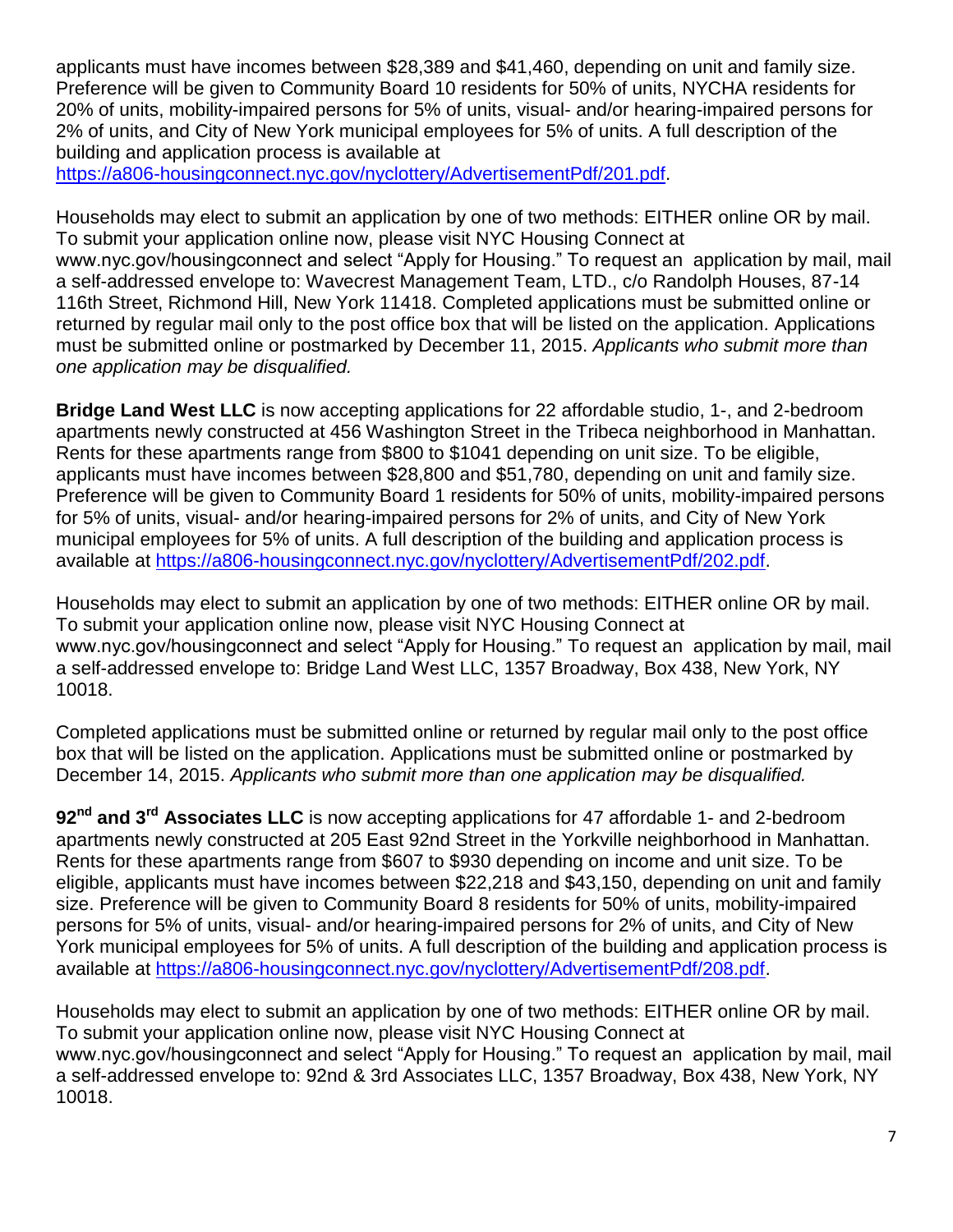applicants must have incomes between $28,389 and $41,460, depending on unit and family size. Preference will be given to Community Board 10 residents for 50% of units, NYCHA residents for 20% of units, mobility-impaired persons for 5% of units, visual- and/or hearing-impaired persons for 2% of units, and City of New York municipal employees for 5% of units. A full description of the building and application process is available at https://a806-housingconnect.nyc.gov/nyclottery/AdvertisementPdf/201.pdf.

Households may elect to submit an application by one of two methods: EITHER online OR by mail. To submit your application online now, please visit NYC Housing Connect at www.nyc.gov/housingconnect and select "Apply for Housing." To request an application by mail, mail a self-addressed envelope to: Wavecrest Management Team, LTD., c/o Randolph Houses, 87-14 116th Street, Richmond Hill, New York 11418. Completed applications must be submitted online or returned by regular mail only to the post office box that will be listed on the application. Applications must be submitted online or postmarked by December 11, 2015. *Applicants who submit more than one application may be disqualified.*

**Bridge Land West LLC** is now accepting applications for 22 affordable studio, 1-, and 2-bedroom apartments newly constructed at 456 Washington Street in the Tribeca neighborhood in Manhattan. Rents for these apartments range from $800 to $1041 depending on unit size. To be eligible, applicants must have incomes between $28,800 and $51,780, depending on unit and family size. Preference will be given to Community Board 1 residents for 50% of units, mobility-impaired persons for 5% of units, visual- and/or hearing-impaired persons for 2% of units, and City of New York municipal employees for 5% of units. A full description of the building and application process is available at https://a806-housingconnect.nyc.gov/nyclottery/AdvertisementPdf/202.pdf.

Households may elect to submit an application by one of two methods: EITHER online OR by mail. To submit your application online now, please visit NYC Housing Connect at www.nyc.gov/housingconnect and select "Apply for Housing." To request an application by mail, mail a self-addressed envelope to: Bridge Land West LLC, 1357 Broadway, Box 438, New York, NY 10018.

Completed applications must be submitted online or returned by regular mail only to the post office box that will be listed on the application. Applications must be submitted online or postmarked by December 14, 2015. *Applicants who submit more than one application may be disqualified.*

**92nd and 3rd Associates LLC** is now accepting applications for 47 affordable 1- and 2-bedroom apartments newly constructed at 205 East 92nd Street in the Yorkville neighborhood in Manhattan. Rents for these apartments range from $607 to $930 depending on income and unit size. To be eligible, applicants must have incomes between $22,218 and $43,150, depending on unit and family size. Preference will be given to Community Board 8 residents for 50% of units, mobility-impaired persons for 5% of units, visual- and/or hearing-impaired persons for 2% of units, and City of New York municipal employees for 5% of units. A full description of the building and application process is available at https://a806-housingconnect.nyc.gov/nyclottery/AdvertisementPdf/208.pdf.

Households may elect to submit an application by one of two methods: EITHER online OR by mail. To submit your application online now, please visit NYC Housing Connect at www.nyc.gov/housingconnect and select "Apply for Housing." To request an application by mail, mail a self-addressed envelope to: 92nd & 3rd Associates LLC, 1357 Broadway, Box 438, New York, NY 10018.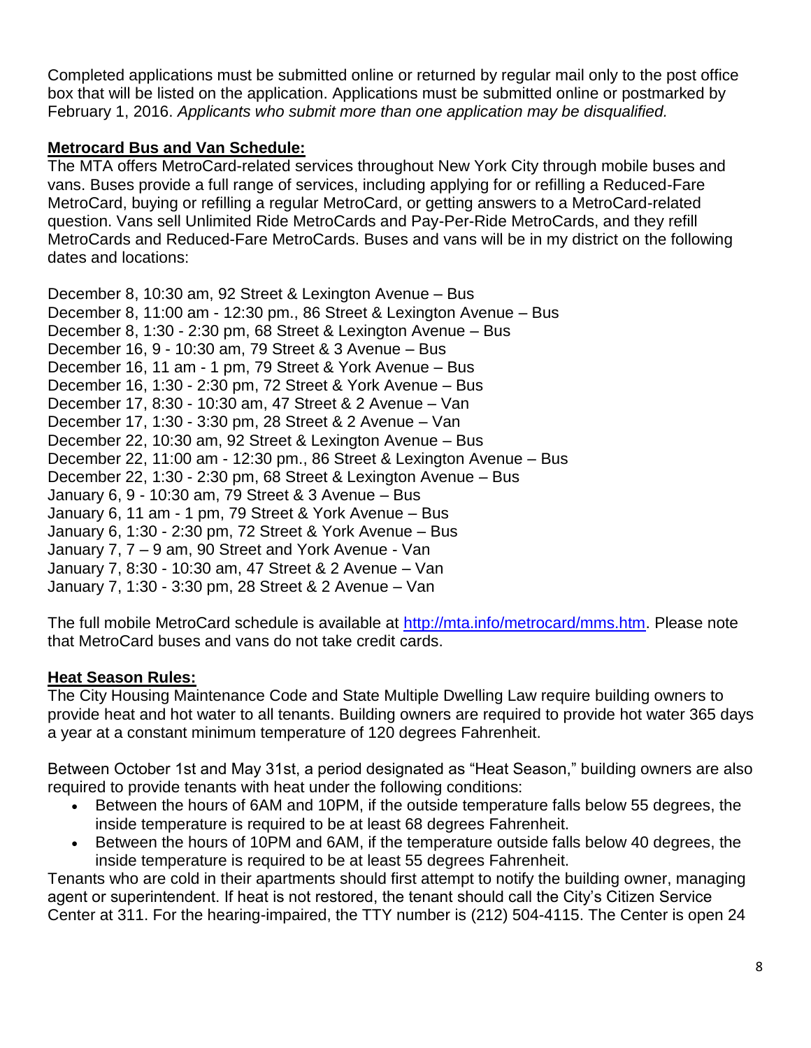Completed applications must be submitted online or returned by regular mail only to the post office box that will be listed on the application. Applications must be submitted online or postmarked by February 1, 2016. *Applicants who submit more than one application may be disqualified.*

**Metrocard Bus and Van Schedule:**

The MTA offers MetroCard-related services throughout New York City through mobile buses and vans. Buses provide a full range of services, including applying for or refilling a Reduced-Fare MetroCard, buying or refilling a regular MetroCard, or getting answers to a MetroCard-related question. Vans sell Unlimited Ride MetroCards and Pay-Per-Ride MetroCards, and they refill MetroCards and Reduced-Fare MetroCards. Buses and vans will be in my district on the following dates and locations:

December 8, 10:30 am, 92 Street & Lexington Avenue – Bus
December 8, 11:00 am - 12:30 pm., 86 Street & Lexington Avenue – Bus
December 8, 1:30 - 2:30 pm, 68 Street & Lexington Avenue – Bus
December 16, 9 - 10:30 am, 79 Street & 3 Avenue – Bus
December 16, 11 am - 1 pm, 79 Street & York Avenue – Bus
December 16, 1:30 - 2:30 pm, 72 Street & York Avenue – Bus
December 17, 8:30 - 10:30 am, 47 Street & 2 Avenue – Van
December 17, 1:30 - 3:30 pm, 28 Street & 2 Avenue – Van
December 22, 10:30 am, 92 Street & Lexington Avenue – Bus
December 22, 11:00 am - 12:30 pm., 86 Street & Lexington Avenue – Bus
December 22, 1:30 - 2:30 pm, 68 Street & Lexington Avenue – Bus
January 6, 9 - 10:30 am, 79 Street & 3 Avenue – Bus
January 6, 11 am - 1 pm, 79 Street & York Avenue – Bus
January 6, 1:30 - 2:30 pm, 72 Street & York Avenue – Bus
January 7, 7 – 9 am, 90 Street and York Avenue - Van
January 7, 8:30 - 10:30 am, 47 Street & 2 Avenue – Van
January 7, 1:30 - 3:30 pm, 28 Street & 2 Avenue – Van

The full mobile MetroCard schedule is available at http://mta.info/metrocard/mms.htm. Please note that MetroCard buses and vans do not take credit cards.

**Heat Season Rules:**

The City Housing Maintenance Code and State Multiple Dwelling Law require building owners to provide heat and hot water to all tenants. Building owners are required to provide hot water 365 days a year at a constant minimum temperature of 120 degrees Fahrenheit.

Between October 1st and May 31st, a period designated as "Heat Season," building owners are also required to provide tenants with heat under the following conditions:

- Between the hours of 6AM and 10PM, if the outside temperature falls below 55 degrees, the inside temperature is required to be at least 68 degrees Fahrenheit.
- Between the hours of 10PM and 6AM, if the temperature outside falls below 40 degrees, the inside temperature is required to be at least 55 degrees Fahrenheit.

Tenants who are cold in their apartments should first attempt to notify the building owner, managing agent or superintendent. If heat is not restored, the tenant should call the City's Citizen Service Center at 311. For the hearing-impaired, the TTY number is (212) 504-4115. The Center is open 24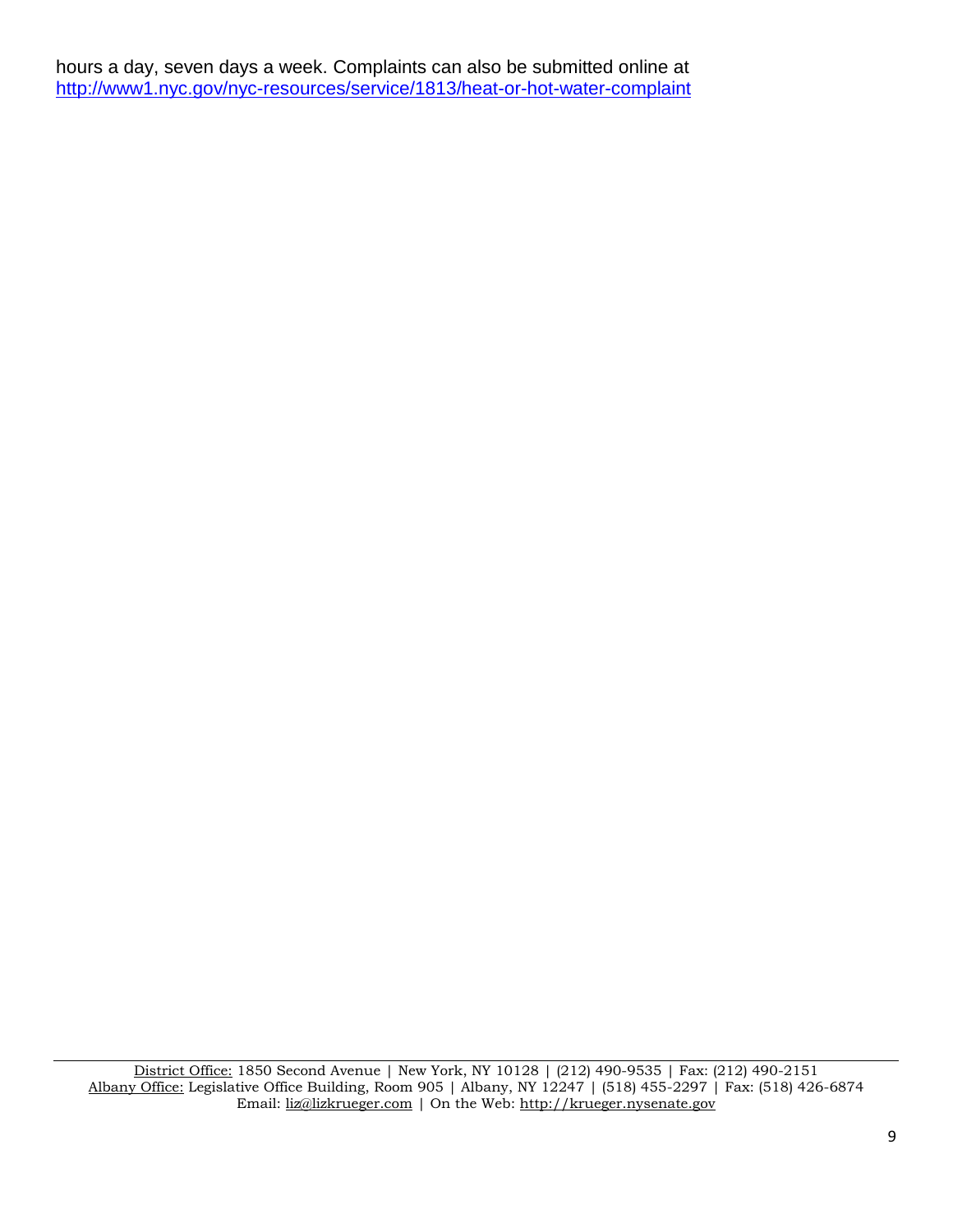hours a day, seven days a week. Complaints can also be submitted online at http://www1.nyc.gov/nyc-resources/service/1813/heat-or-hot-water-complaint